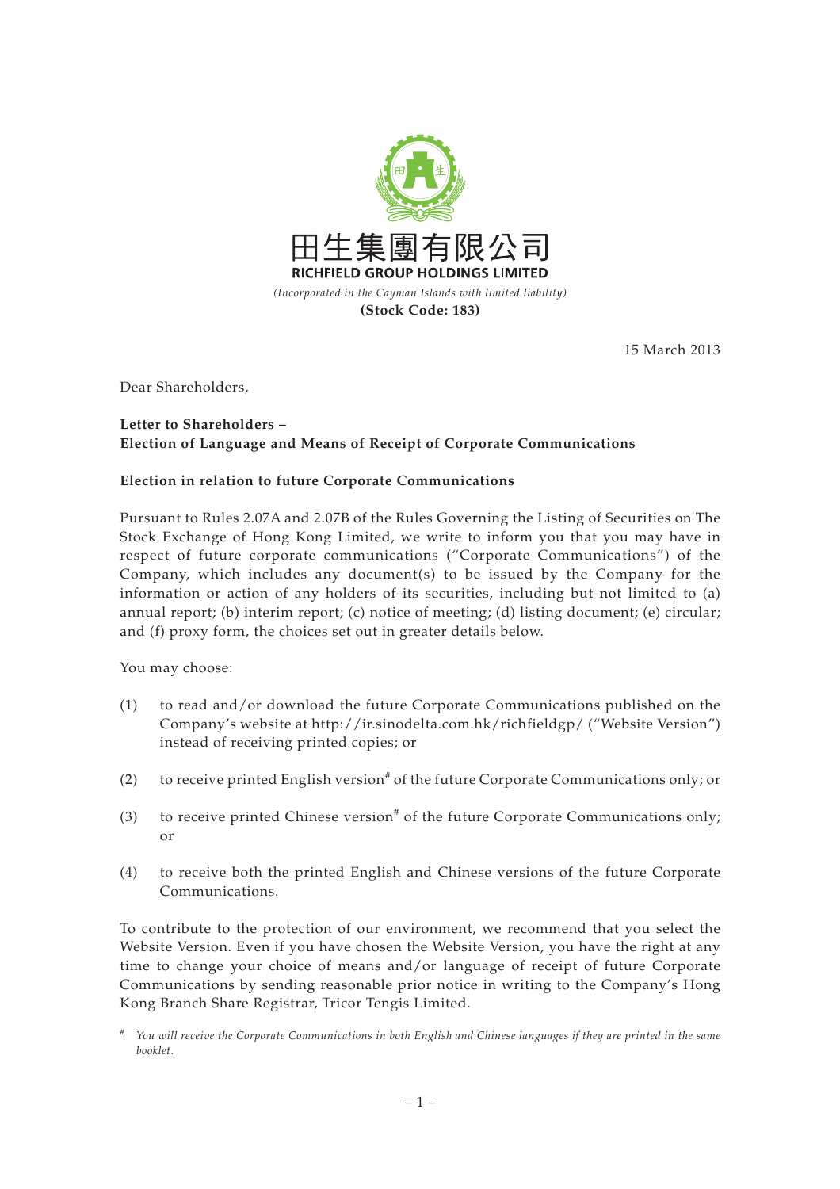田生集團有限公司

**RICHFIELD GROUP HOLDINGS LIMITED**

*(Incorporated in the Cayman Islands with limited liability)*

**(Stock Code: 183)**

15 March 2013

Dear Shareholders,

**Letter to Shareholders –**
**Election of Language and Means of Receipt of Corporate Communications**

**Election in relation to future Corporate Communications**

Pursuant to Rules 2.07A and 2.07B of the Rules Governing the Listing of Securities on The Stock Exchange of Hong Kong Limited, we write to inform you that you may have in respect of future corporate communications ("Corporate Communications") of the Company, which includes any document(s) to be issued by the Company for the information or action of any holders of its securities, including but not limited to (a) annual report; (b) interim report; (c) notice of meeting; (d) listing document; (e) circular; and (f) proxy form, the choices set out in greater details below.

You may choose:

(1) to read and/or download the future Corporate Communications published on the Company's website at http://ir.sinodelta.com.hk/richfieldgp/ ("Website Version") instead of receiving printed copies; or

(2) to receive printed English version[#] of the future Corporate Communications only; or

(3) to receive printed Chinese version[#] of the future Corporate Communications only; or

(4) to receive both the printed English and Chinese versions of the future Corporate Communications.

To contribute to the protection of our environment, we recommend that you select the Website Version. Even if you have chosen the Website Version, you have the right at any time to change your choice of means and/or language of receipt of future Corporate Communications by sending reasonable prior notice in writing to the Company's Hong Kong Branch Share Registrar, Tricor Tengis Limited.

[#] *You will receive the Corporate Communications in both English and Chinese languages if they are printed in the same booklet.*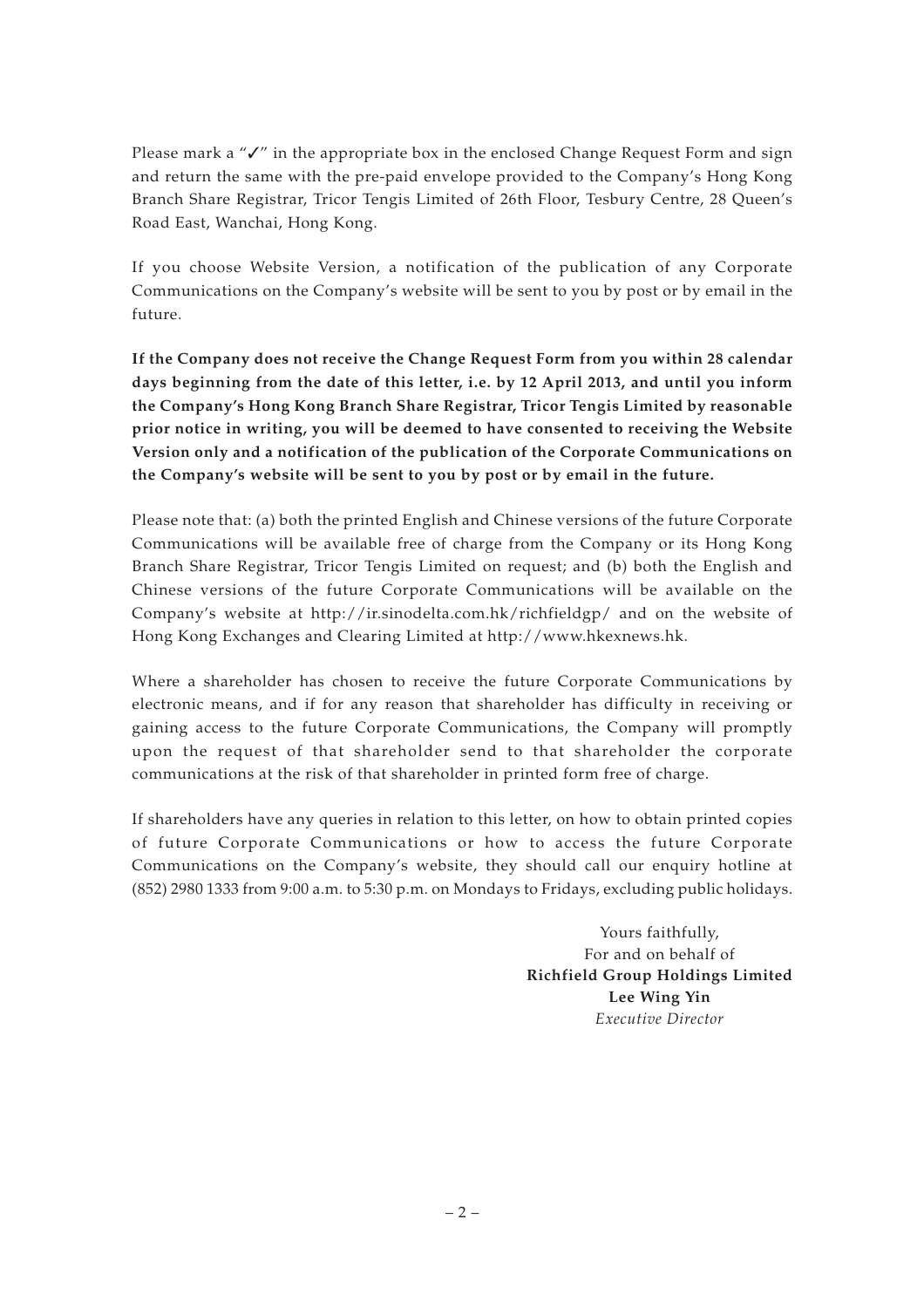Please mark a "✓" in the appropriate box in the enclosed Change Request Form and sign and return the same with the pre-paid envelope provided to the Company's Hong Kong Branch Share Registrar, Tricor Tengis Limited of 26th Floor, Tesbury Centre, 28 Queen's Road East, Wanchai, Hong Kong.

If you choose Website Version, a notification of the publication of any Corporate Communications on the Company's website will be sent to you by post or by email in the future.

**If the Company does not receive the Change Request Form from you within 28 calendar days beginning from the date of this letter, i.e. by 12 April 2013, and until you inform the Company's Hong Kong Branch Share Registrar, Tricor Tengis Limited by reasonable prior notice in writing, you will be deemed to have consented to receiving the Website Version only and a notification of the publication of the Corporate Communications on the Company's website will be sent to you by post or by email in the future.**

Please note that: (a) both the printed English and Chinese versions of the future Corporate Communications will be available free of charge from the Company or its Hong Kong Branch Share Registrar, Tricor Tengis Limited on request; and (b) both the English and Chinese versions of the future Corporate Communications will be available on the Company's website at http://ir.sinodelta.com.hk/richfieldgp/ and on the website of Hong Kong Exchanges and Clearing Limited at http://www.hkexnews.hk.

Where a shareholder has chosen to receive the future Corporate Communications by electronic means, and if for any reason that shareholder has difficulty in receiving or gaining access to the future Corporate Communications, the Company will promptly upon the request of that shareholder send to that shareholder the corporate communications at the risk of that shareholder in printed form free of charge.

If shareholders have any queries in relation to this letter, on how to obtain printed copies of future Corporate Communications or how to access the future Corporate Communications on the Company's website, they should call our enquiry hotline at (852) 2980 1333 from 9:00 a.m. to 5:30 p.m. on Mondays to Fridays, excluding public holidays.

Yours faithfully,
For and on behalf of
**Richfield Group Holdings Limited**
**Lee Wing Yin**
*Executive Director*